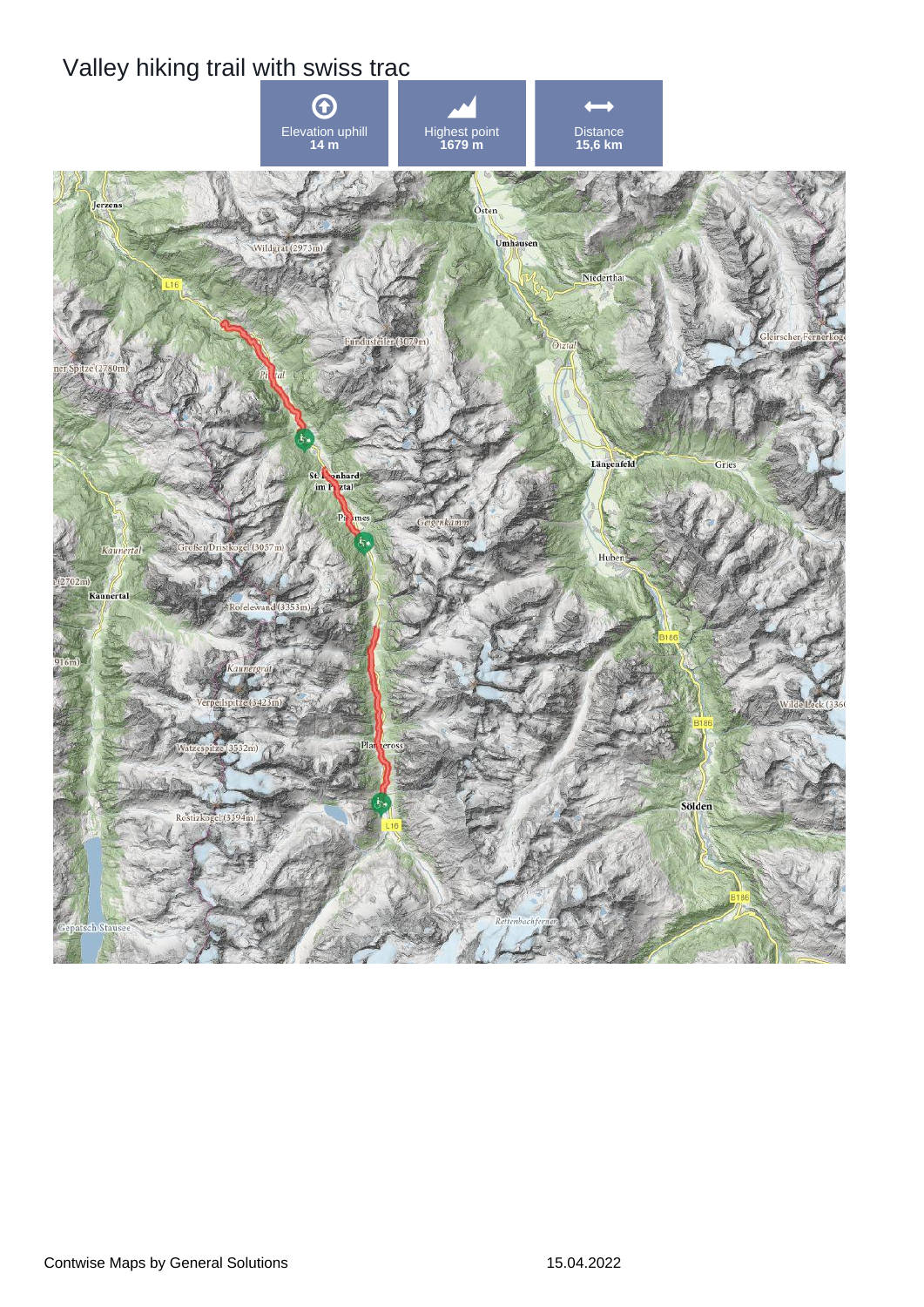# Valley hiking trail with swiss trac

| Elevation uphill | Highest point | Distance |
|---|---|---|
| 14 m | 1679 m | 15,6 km |

Contwise Maps by General Solutions

15.04.2022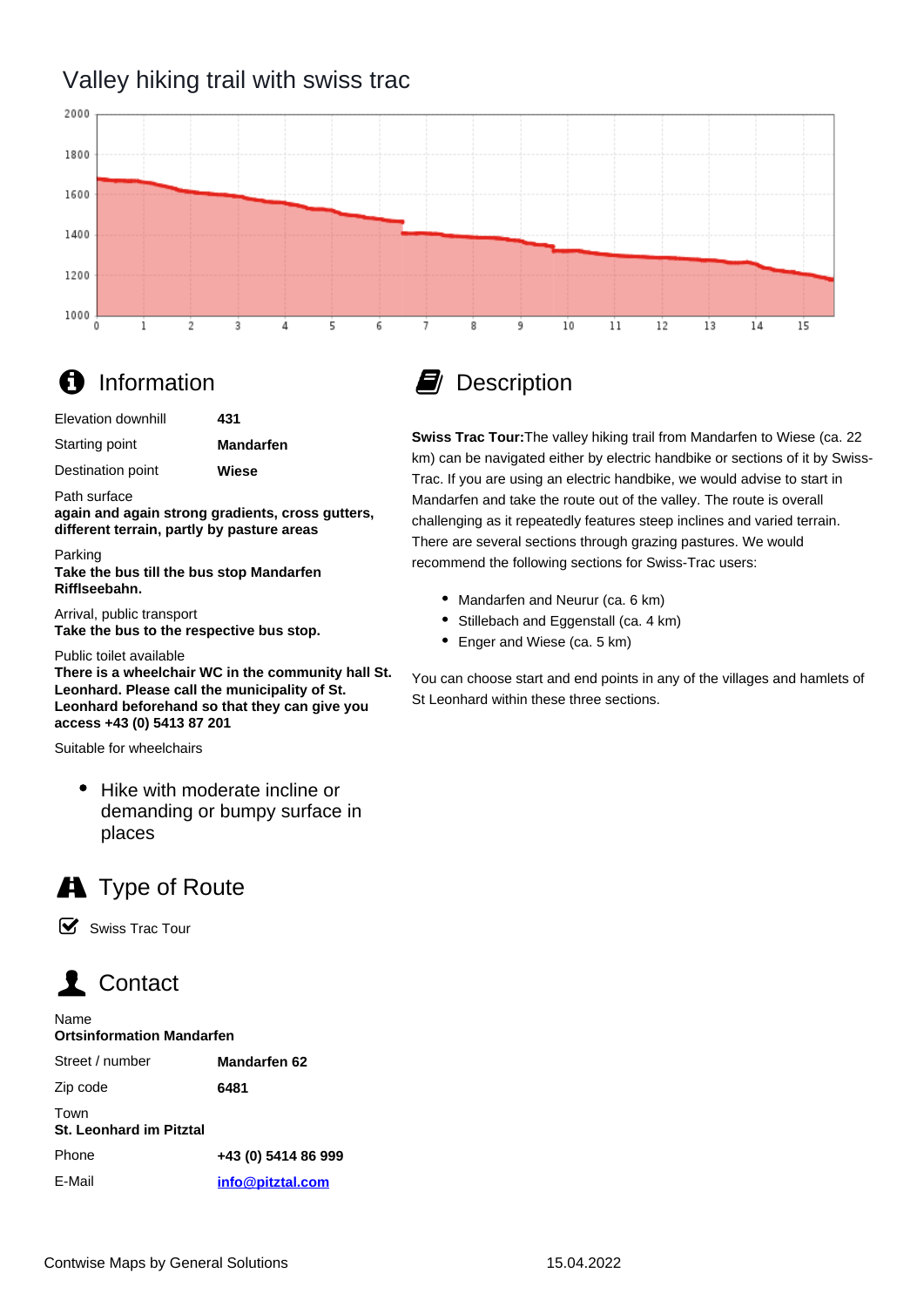# Valley hiking trail with swiss trac

## Information

| | |
|---|---|
| Elevation downhill | **431** |
| Starting point | **Mandarfen** |
| Destination point | **Wiese** |

Path surface
**again and again strong gradients, cross gutters, different terrain, partly by pasture areas**

Parking
**Take the bus till the bus stop Mandarfen Rifflseebahn.**

Arrival, public transport
**Take the bus to the respective bus stop.**

Public toilet available
**There is a wheelchair WC in the community hall St. Leonhard. Please call the municipality of St. Leonhard beforehand so that they can give you access +43 (0) 5413 87 201**

Suitable for wheelchairs

- Hike with moderate incline or demanding or bumpy surface in places

## Type of Route

- [x] Swiss Trac Tour

## Contact

Name
**Ortsinformation Mandarfen**

| | |
|---|---|
| Street / number | **Mandarfen 62** |
| Zip code | **6481** |

Town
**St. Leonhard im Pitztal**

| | |
|---|---|
| Phone | **+43 (0) 5414 86 999** |
| E-Mail | **info@pitztal.com** |

## Description

**Swiss Trac Tour:**The valley hiking trail from Mandarfen to Wiese (ca. 22 km) can be navigated either by electric handbike or sections of it by Swiss-Trac. If you are using an electric handbike, we would advise to start in Mandarfen and take the route out of the valley. The route is overall challenging as it repeatedly features steep inclines and varied terrain. There are several sections through grazing pastures. We would recommend the following sections for Swiss-Trac users:

- Mandarfen and Neurur (ca. 6 km)
- Stillebach and Eggenstall (ca. 4 km)
- Enger and Wiese (ca. 5 km)

You can choose start and end points in any of the villages and hamlets of St Leonhard within these three sections.

Contwise Maps by General Solutions 15.04.2022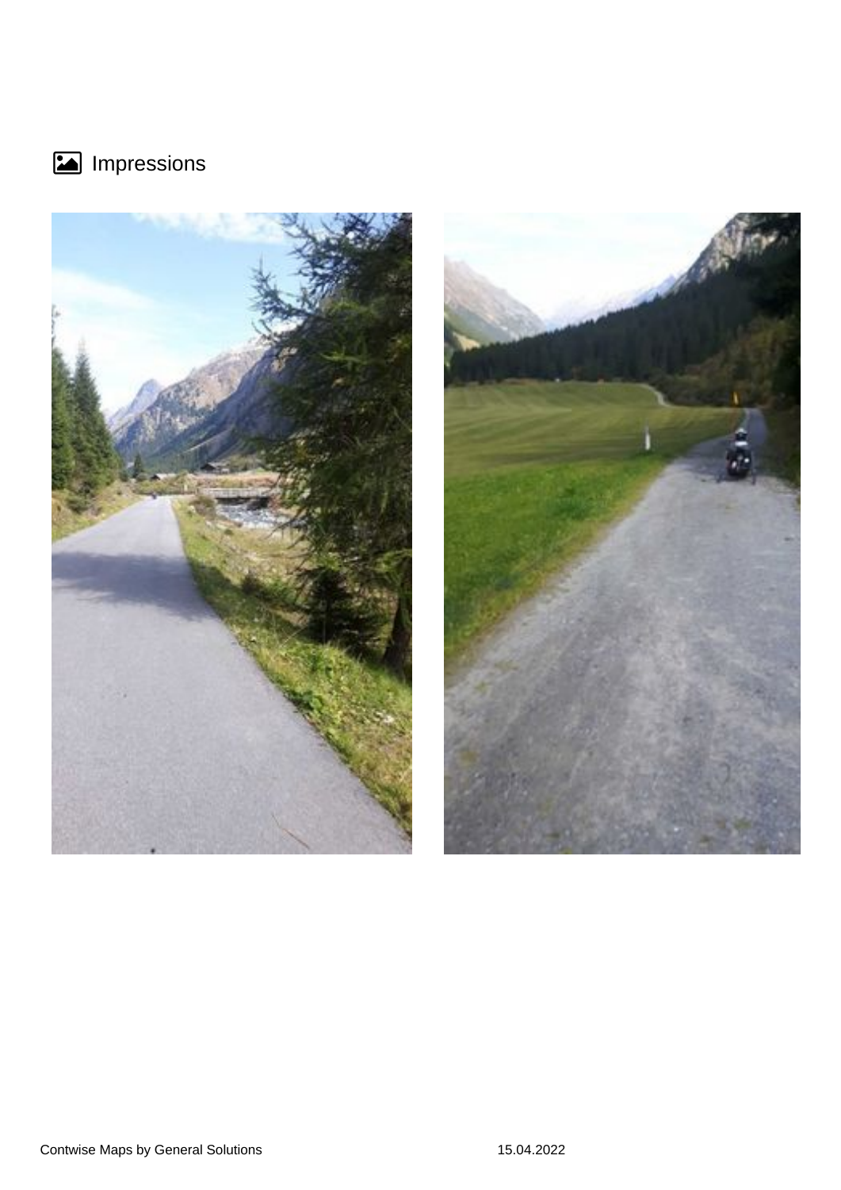## Impressions